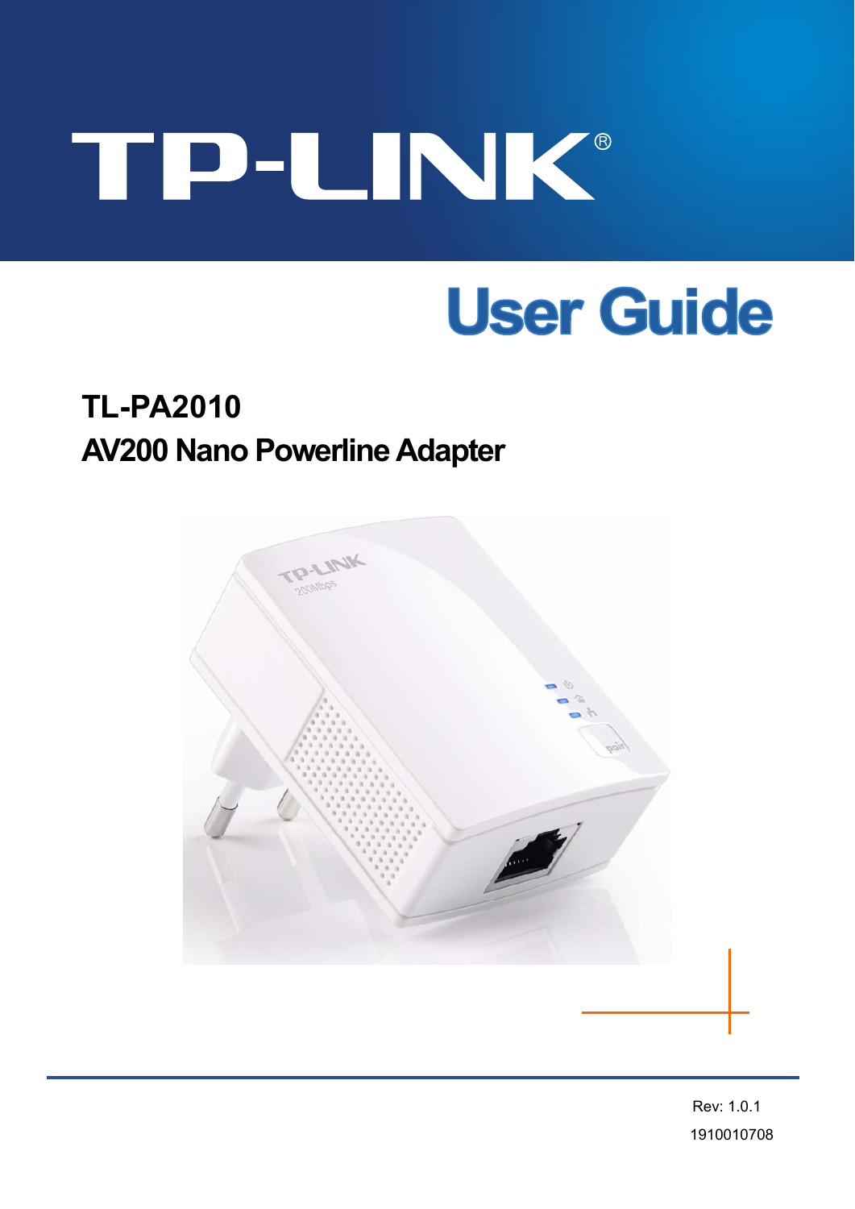# TP-LINK®

# User Guide

## TL-PA2010

## AV200 Nano Powerline Adapter

Rev: 1.0.1

1910010708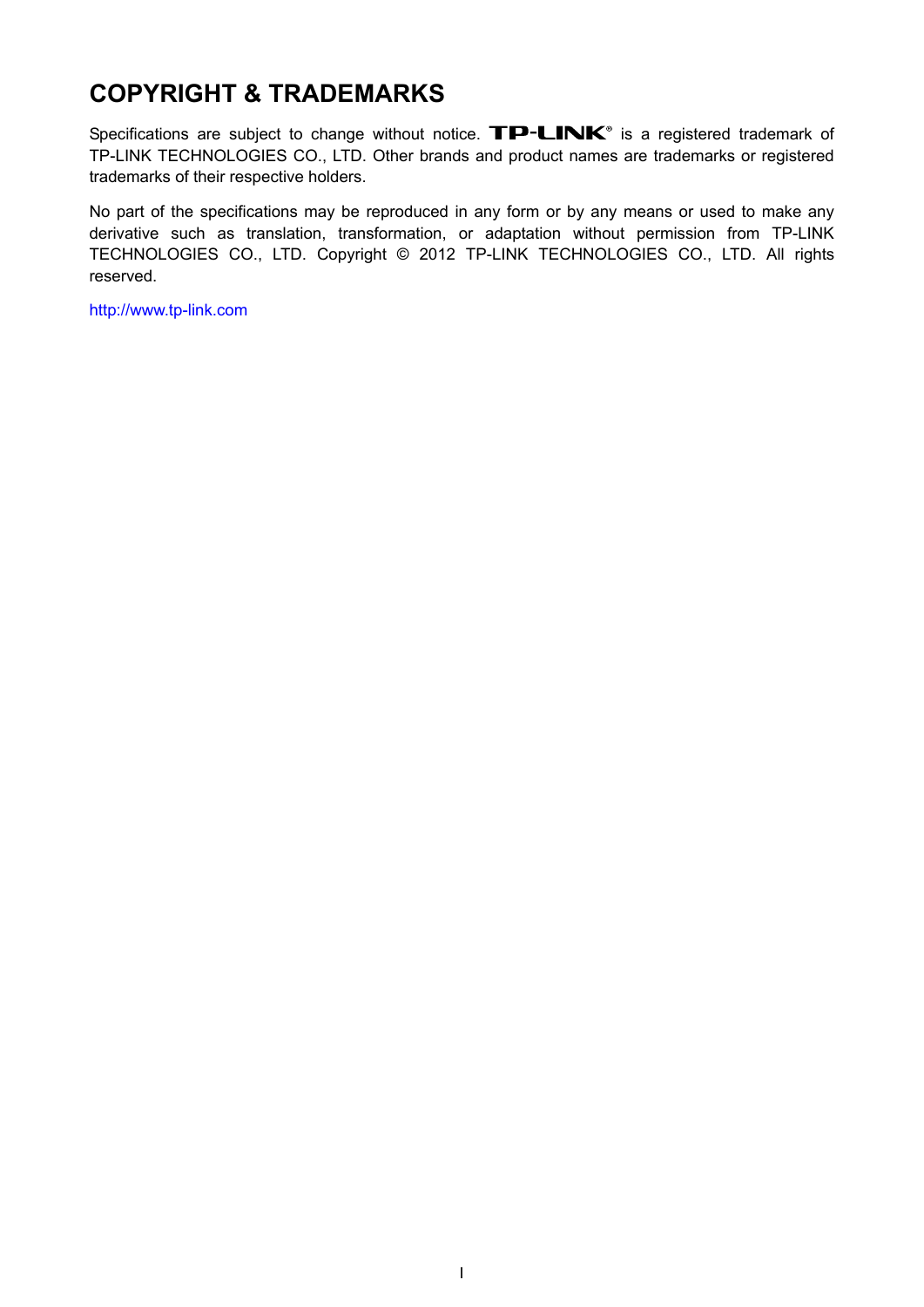# COPYRIGHT & TRADEMARKS

Specifications are subject to change without notice. TP-LINK® is a registered trademark of TP-LINK TECHNOLOGIES CO., LTD. Other brands and product names are trademarks or registered trademarks of their respective holders.

No part of the specifications may be reproduced in any form or by any means or used to make any derivative such as translation, transformation, or adaptation without permission from TP-LINK TECHNOLOGIES CO., LTD. Copyright © 2012 TP-LINK TECHNOLOGIES CO., LTD. All rights reserved.

http://www.tp-link.com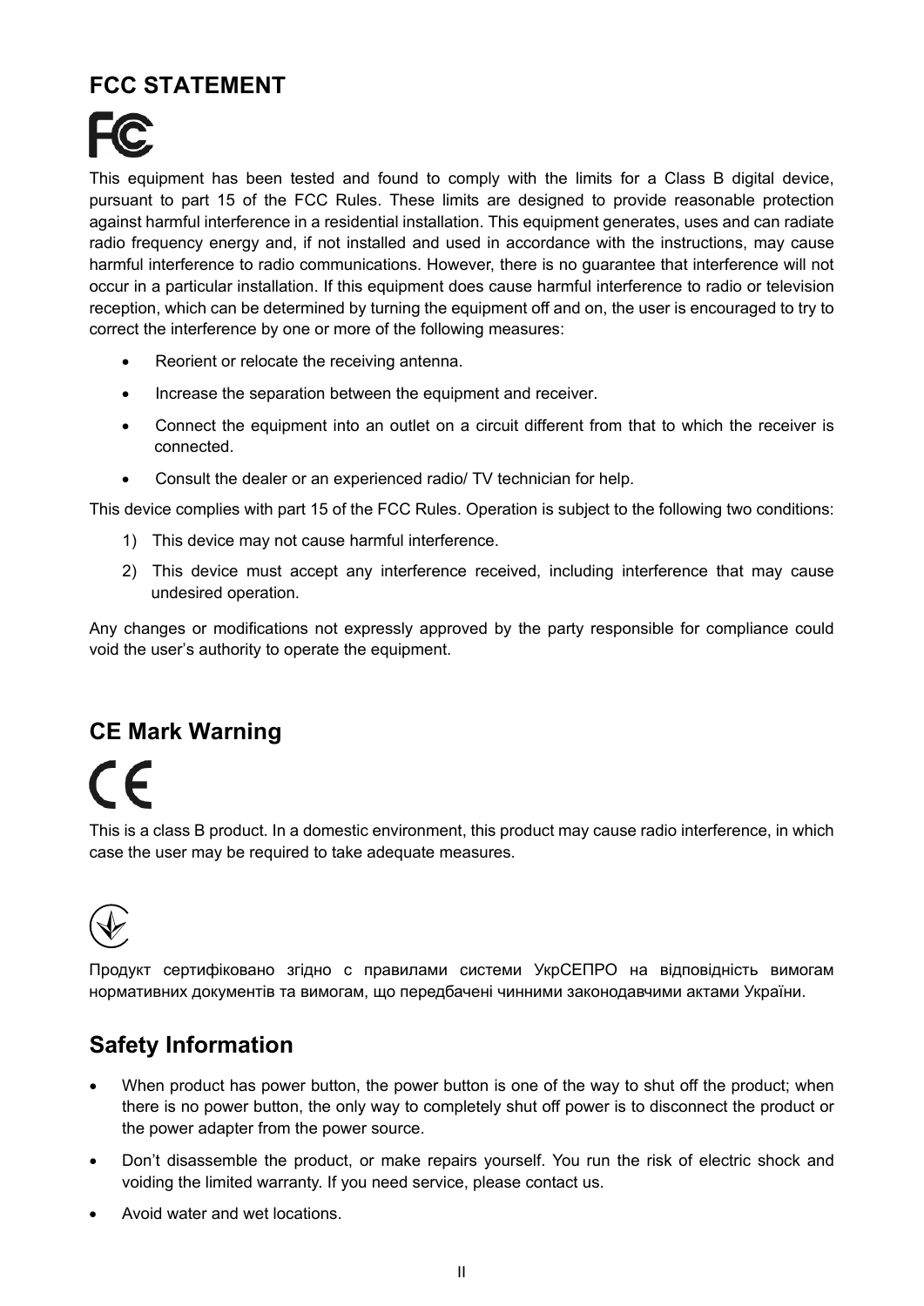## FCC STATEMENT

This equipment has been tested and found to comply with the limits for a Class B digital device, pursuant to part 15 of the FCC Rules. These limits are designed to provide reasonable protection against harmful interference in a residential installation. This equipment generates, uses and can radiate radio frequency energy and, if not installed and used in accordance with the instructions, may cause harmful interference to radio communications. However, there is no guarantee that interference will not occur in a particular installation. If this equipment does cause harmful interference to radio or television reception, which can be determined by turning the equipment off and on, the user is encouraged to try to correct the interference by one or more of the following measures:

- Reorient or relocate the receiving antenna.
- Increase the separation between the equipment and receiver.
- Connect the equipment into an outlet on a circuit different from that to which the receiver is connected.
- Consult the dealer or an experienced radio/ TV technician for help.

This device complies with part 15 of the FCC Rules. Operation is subject to the following two conditions:

1) This device may not cause harmful interference.
2) This device must accept any interference received, including interference that may cause undesired operation.

Any changes or modifications not expressly approved by the party responsible for compliance could void the user's authority to operate the equipment.

## CE Mark Warning

This is a class B product. In a domestic environment, this product may cause radio interference, in which case the user may be required to take adequate measures.

Продукт сертифіковано згідно с правилами системи УкрСЕПРО на відповідність вимогам нормативних документів та вимогам, що передбачені чинними законодавчими актами України.

## Safety Information

- When product has power button, the power button is one of the way to shut off the product; when there is no power button, the only way to completely shut off power is to disconnect the product or the power adapter from the power source.
- Don't disassemble the product, or make repairs yourself. You run the risk of electric shock and voiding the limited warranty. If you need service, please contact us.
- Avoid water and wet locations.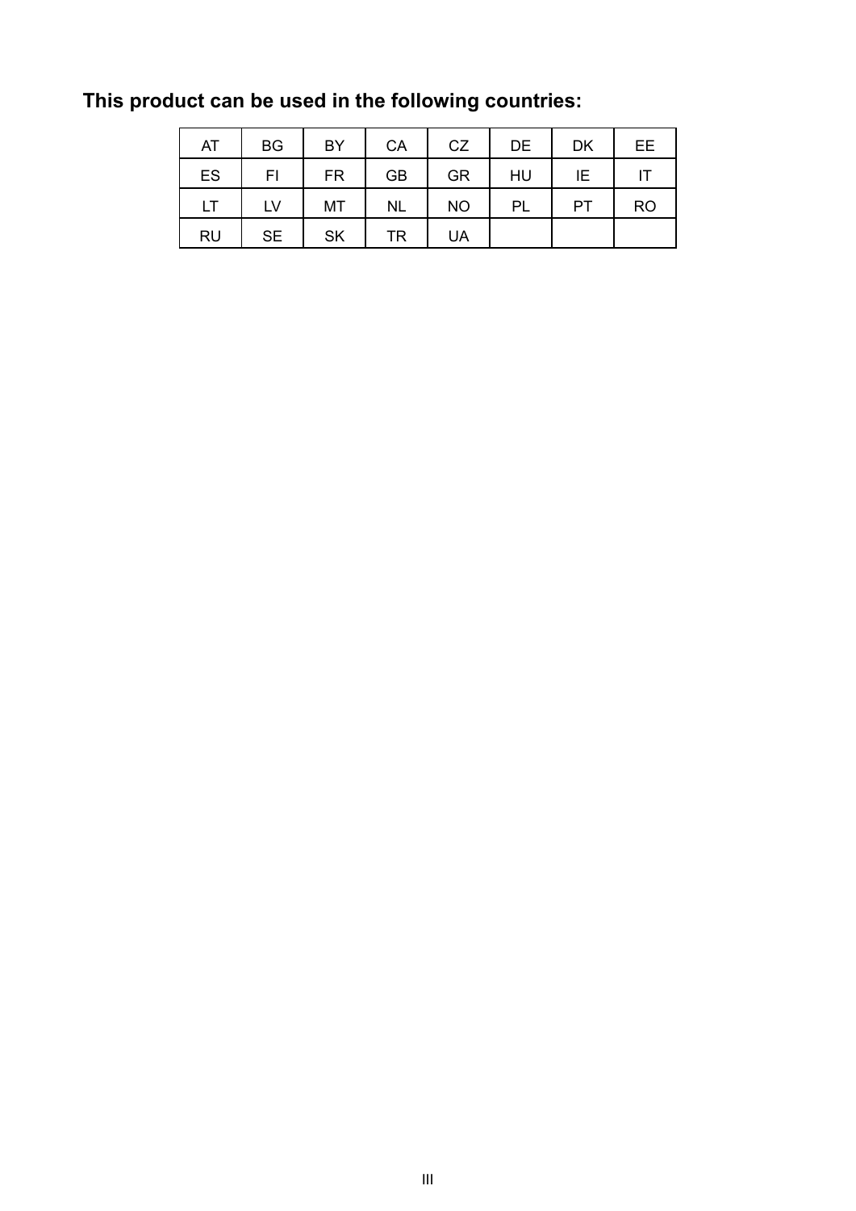**This product can be used in the following countries:**

| AT | BG | BY | CA | CZ | DE | DK | EE |
|---|---|---|---|---|---|---|---|
| ES | FI | FR | GB | GR | HU | IE | IT |
| LT | LV | MT | NL | NO | PL | PT | RO |
| RU | SE | SK | TR | UA | | | |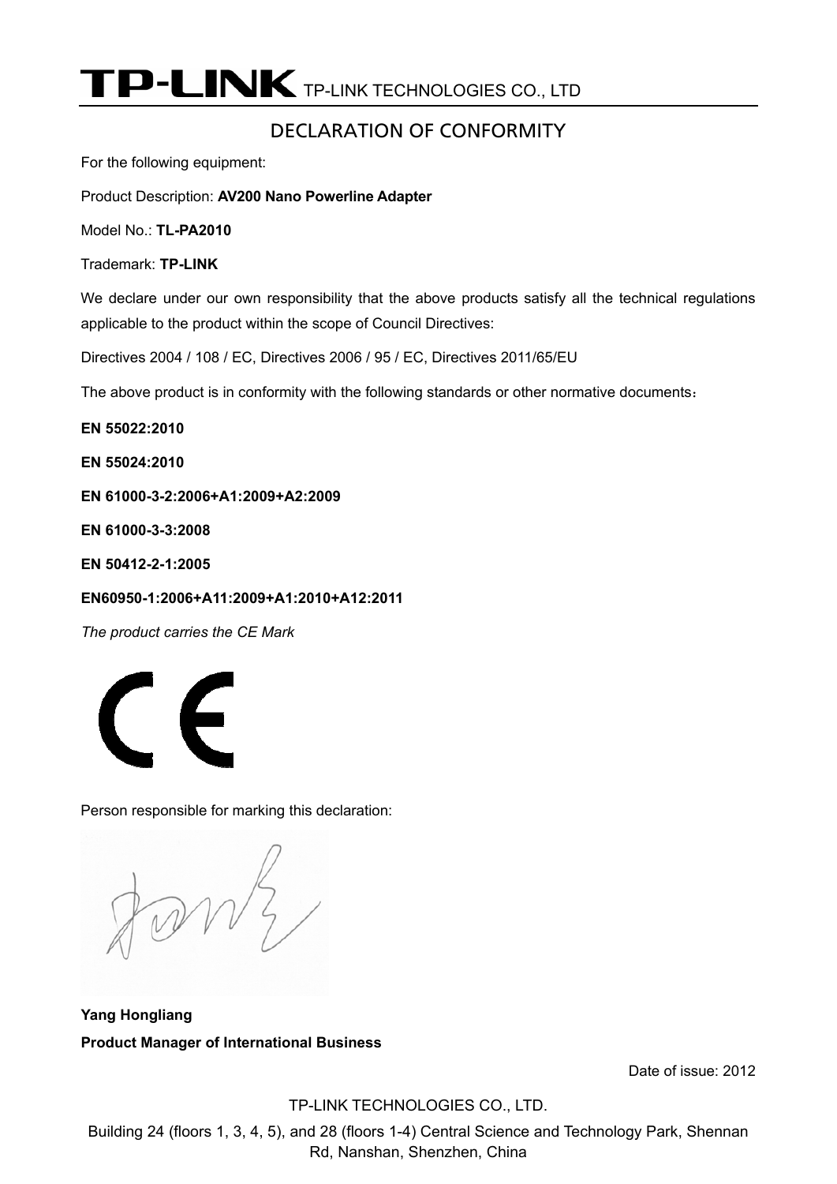# TP-LINK TP-LINK TECHNOLOGIES CO., LTD

## DECLARATION OF CONFORMITY

For the following equipment:

Product Description: **AV200 Nano Powerline Adapter**

Model No.: **TL-PA2010**

Trademark: **TP-LINK**

We declare under our own responsibility that the above products satisfy all the technical regulations applicable to the product within the scope of Council Directives:

Directives 2004 / 108 / EC, Directives 2006 / 95 / EC, Directives 2011/65/EU

The above product is in conformity with the following standards or other normative documents：

**EN 55022:2010**

**EN 55024:2010**

**EN 61000-3-2:2006+A1:2009+A2:2009**

**EN 61000-3-3:2008**

**EN 50412-2-1:2005**

**EN60950-1:2006+A11:2009+A1:2010+A12:2011**

*The product carries the CE Mark*

Person responsible for marking this declaration:

**Yang Hongliang**

**Product Manager of International Business**

Date of issue: 2012

TP-LINK TECHNOLOGIES CO., LTD.

Building 24 (floors 1, 3, 4, 5), and 28 (floors 1-4) Central Science and Technology Park, Shennan Rd, Nanshan, Shenzhen, China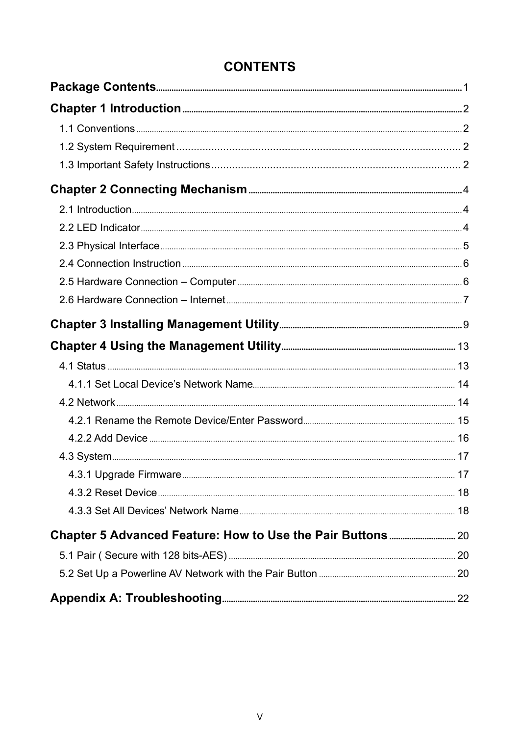# CONTENTS

**Package Contents** ........ 1

**Chapter 1 Introduction** ........ 2

- 1.1 Conventions ........ 2
- 1.2 System Requirement ........ 2
- 1.3 Important Safety Instructions ........ 2

**Chapter 2 Connecting Mechanism** ........ 4

- 2.1 Introduction ........ 4
- 2.2 LED Indicator ........ 4
- 2.3 Physical Interface ........ 5
- 2.4 Connection Instruction ........ 6
- 2.5 Hardware Connection – Computer ........ 6
- 2.6 Hardware Connection – Internet ........ 7

**Chapter 3 Installing Management Utility** ........ 9

**Chapter 4 Using the Management Utility** ........ 13

- 4.1 Status ........ 13
  - 4.1.1 Set Local Device's Network Name ........ 14
- 4.2 Network ........ 14
  - 4.2.1 Rename the Remote Device/Enter Password ........ 15
  - 4.2.2 Add Device ........ 16
- 4.3 System ........ 17
  - 4.3.1 Upgrade Firmware ........ 17
  - 4.3.2 Reset Device ........ 18
  - 4.3.3 Set All Devices' Network Name ........ 18

**Chapter 5 Advanced Feature: How to Use the Pair Buttons** ........ 20

- 5.1 Pair ( Secure with 128 bits-AES) ........ 20
- 5.2 Set Up a Powerline AV Network with the Pair Button ........ 20

**Appendix A: Troubleshooting** ........ 22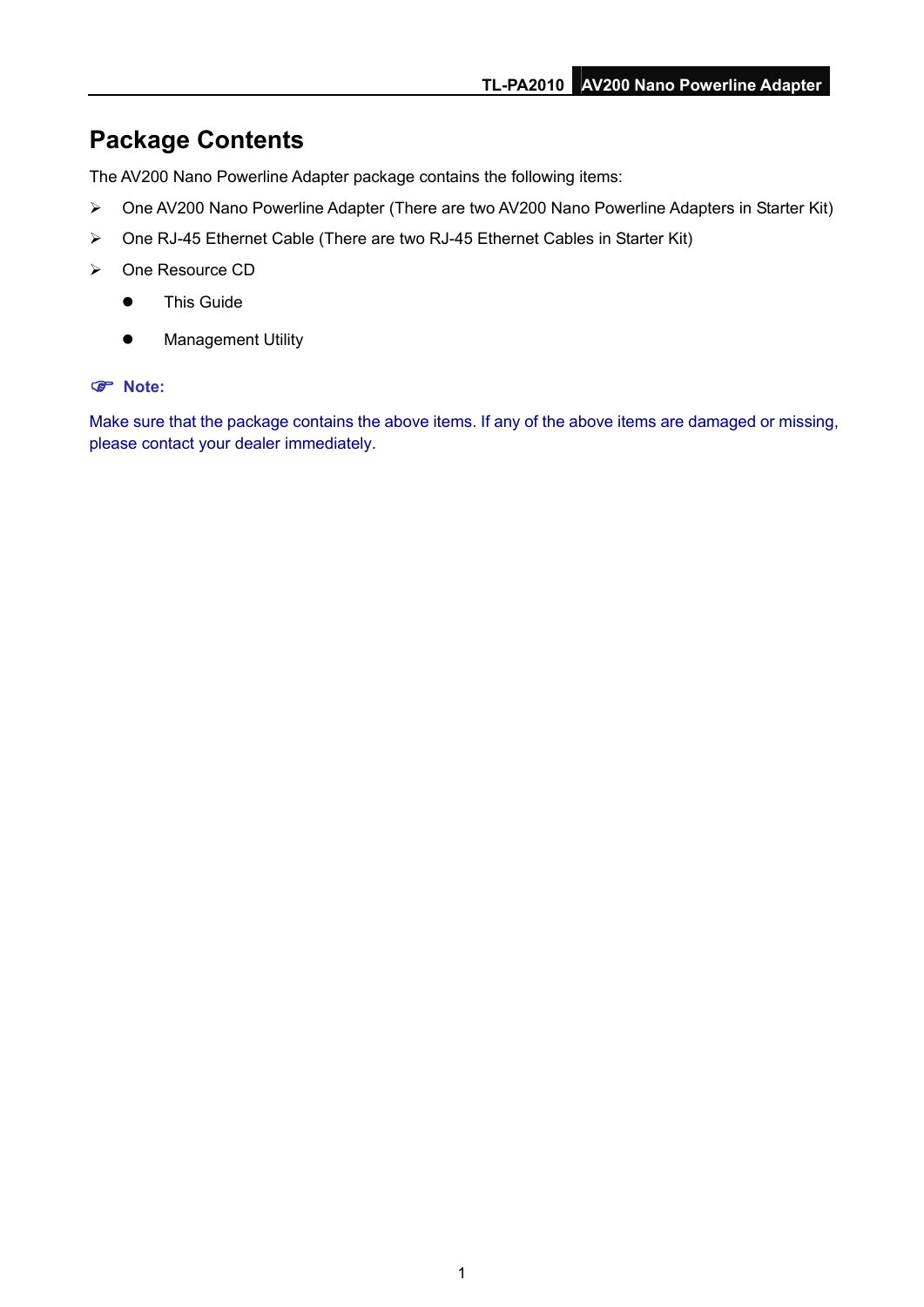# Package Contents

The AV200 Nano Powerline Adapter package contains the following items:

- One AV200 Nano Powerline Adapter (There are two AV200 Nano Powerline Adapters in Starter Kit)
- One RJ-45 Ethernet Cable (There are two RJ-45 Ethernet Cables in Starter Kit)
- One Resource CD
  - This Guide
  - Management Utility

**Note:**

Make sure that the package contains the above items. If any of the above items are damaged or missing, please contact your dealer immediately.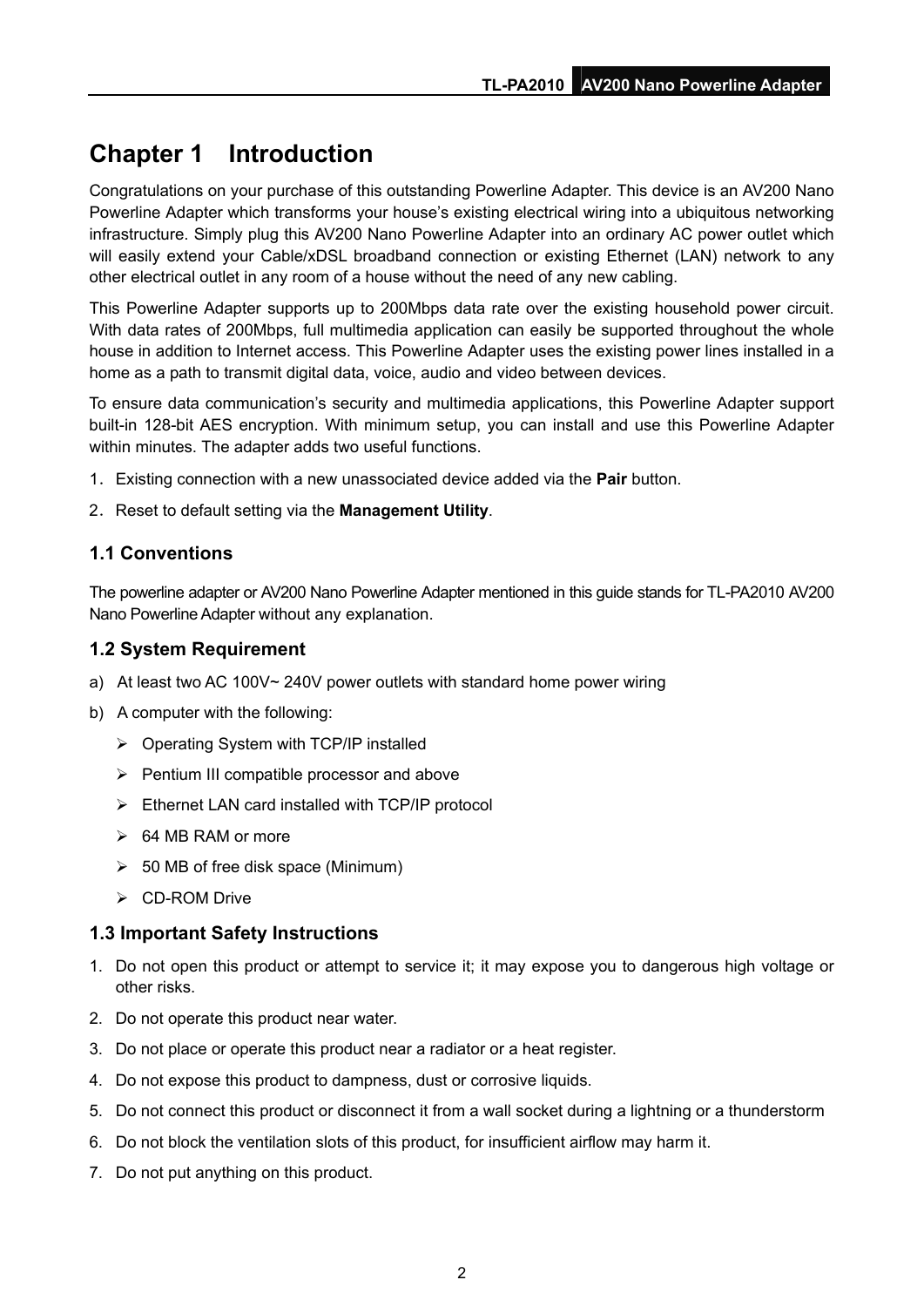# Chapter 1 Introduction

Congratulations on your purchase of this outstanding Powerline Adapter. This device is an AV200 Nano Powerline Adapter which transforms your house's existing electrical wiring into a ubiquitous networking infrastructure. Simply plug this AV200 Nano Powerline Adapter into an ordinary AC power outlet which will easily extend your Cable/xDSL broadband connection or existing Ethernet (LAN) network to any other electrical outlet in any room of a house without the need of any new cabling.

This Powerline Adapter supports up to 200Mbps data rate over the existing household power circuit. With data rates of 200Mbps, full multimedia application can easily be supported throughout the whole house in addition to Internet access. This Powerline Adapter uses the existing power lines installed in a home as a path to transmit digital data, voice, audio and video between devices.

To ensure data communication's security and multimedia applications, this Powerline Adapter support built-in 128-bit AES encryption. With minimum setup, you can install and use this Powerline Adapter within minutes. The adapter adds two useful functions.

1. Existing connection with a new unassociated device added via the **Pair** button.
2. Reset to default setting via the **Management Utility**.

## 1.1 Conventions

The powerline adapter or AV200 Nano Powerline Adapter mentioned in this guide stands for TL-PA2010 AV200 Nano Powerline Adapter without any explanation.

## 1.2 System Requirement

a) At least two AC 100V~ 240V power outlets with standard home power wiring

b) A computer with the following:

- Operating System with TCP/IP installed
- Pentium III compatible processor and above
- Ethernet LAN card installed with TCP/IP protocol
- 64 MB RAM or more
- 50 MB of free disk space (Minimum)
- CD-ROM Drive

## 1.3 Important Safety Instructions

1. Do not open this product or attempt to service it; it may expose you to dangerous high voltage or other risks.
2. Do not operate this product near water.
3. Do not place or operate this product near a radiator or a heat register.
4. Do not expose this product to dampness, dust or corrosive liquids.
5. Do not connect this product or disconnect it from a wall socket during a lightning or a thunderstorm
6. Do not block the ventilation slots of this product, for insufficient airflow may harm it.
7. Do not put anything on this product.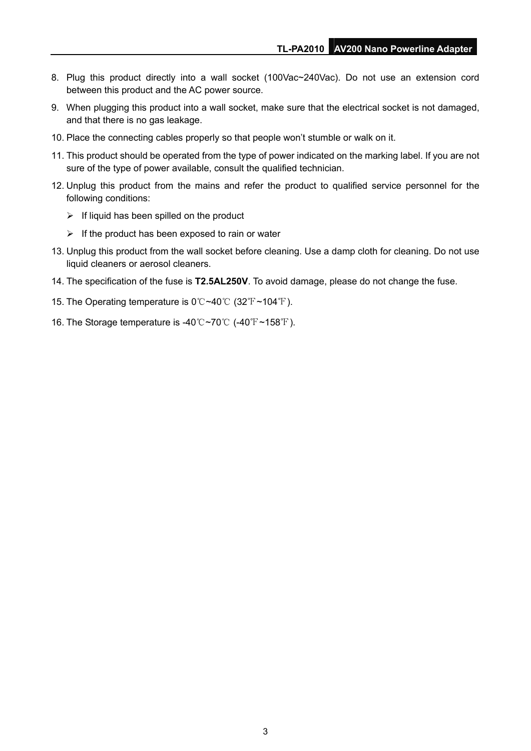8. Plug this product directly into a wall socket (100Vac~240Vac). Do not use an extension cord between this product and the AC power source.
9. When plugging this product into a wall socket, make sure that the electrical socket is not damaged, and that there is no gas leakage.
10. Place the connecting cables properly so that people won't stumble or walk on it.
11. This product should be operated from the type of power indicated on the marking label. If you are not sure of the type of power available, consult the qualified technician.
12. Unplug this product from the mains and refer the product to qualified service personnel for the following conditions:
    - If liquid has been spilled on the product
    - If the product has been exposed to rain or water
13. Unplug this product from the wall socket before cleaning. Use a damp cloth for cleaning. Do not use liquid cleaners or aerosol cleaners.
14. The specification of the fuse is **T2.5AL250V**. To avoid damage, please do not change the fuse.
15. The Operating temperature is 0℃~40℃ (32℉~104℉).
16. The Storage temperature is -40℃~70℃ (-40℉~158℉).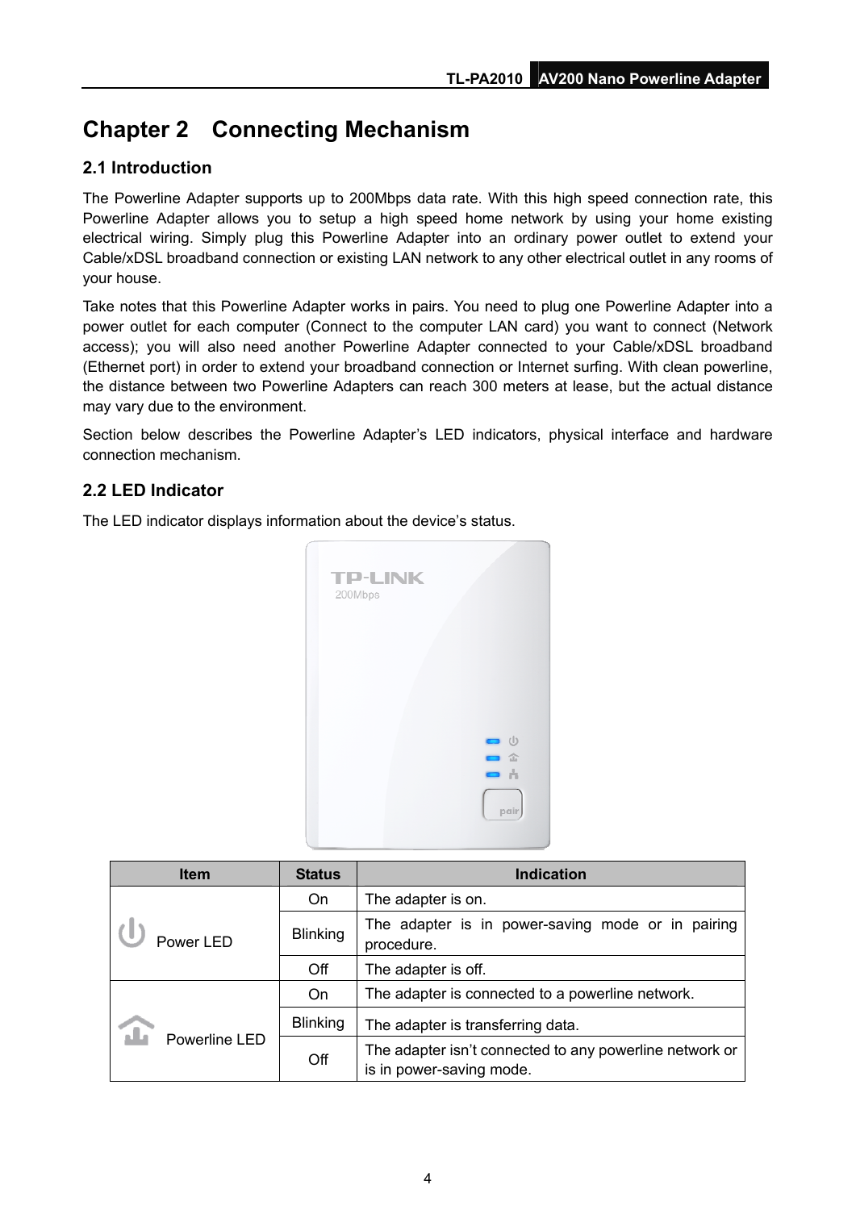# Chapter 2 Connecting Mechanism

## 2.1 Introduction

The Powerline Adapter supports up to 200Mbps data rate. With this high speed connection rate, this Powerline Adapter allows you to setup a high speed home network by using your home existing electrical wiring. Simply plug this Powerline Adapter into an ordinary power outlet to extend your Cable/xDSL broadband connection or existing LAN network to any other electrical outlet in any rooms of your house.

Take notes that this Powerline Adapter works in pairs. You need to plug one Powerline Adapter into a power outlet for each computer (Connect to the computer LAN card) you want to connect (Network access); you will also need another Powerline Adapter connected to your Cable/xDSL broadband (Ethernet port) in order to extend your broadband connection or Internet surfing. With clean powerline, the distance between two Powerline Adapters can reach 300 meters at lease, but the actual distance may vary due to the environment.

Section below describes the Powerline Adapter's LED indicators, physical interface and hardware connection mechanism.

## 2.2 LED Indicator

The LED indicator displays information about the device's status.

| Item | Status | Indication |
|---|---|---|
| Power LED | On | The adapter is on. |
| | Blinking | The adapter is in power-saving mode or in pairing procedure. |
| | Off | The adapter is off. |
| Powerline LED | On | The adapter is connected to a powerline network. |
| | Blinking | The adapter is transferring data. |
| | Off | The adapter isn't connected to any powerline network or is in power-saving mode. |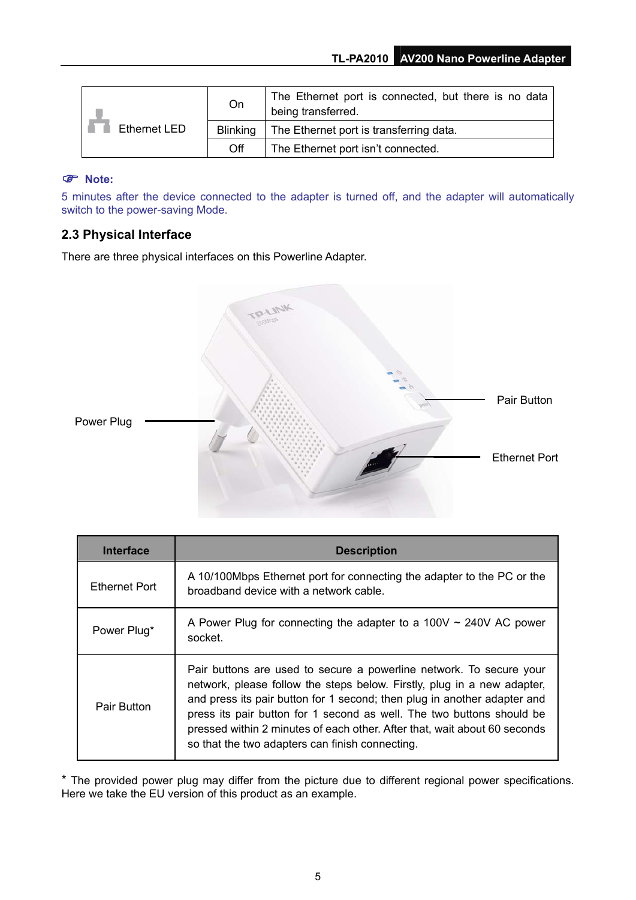| Ethernet LED | On | The Ethernet port is connected, but there is no data being transferred. |
| --- | --- | --- |
| | Blinking | The Ethernet port is transferring data. |
| | Off | The Ethernet port isn't connected. |

**Note:**

5 minutes after the device connected to the adapter is turned off, and the adapter will automatically switch to the power-saving Mode.

## 2.3 Physical Interface

There are three physical interfaces on this Powerline Adapter.

Power Plug

Pair Button

Ethernet Port

| Interface | Description |
| --- | --- |
| Ethernet Port | A 10/100Mbps Ethernet port for connecting the adapter to the PC or the broadband device with a network cable. |
| Power Plug* | A Power Plug for connecting the adapter to a 100V ~ 240V AC power socket. |
| Pair Button | Pair buttons are used to secure a powerline network. To secure your network, please follow the steps below. Firstly, plug in a new adapter, and press its pair button for 1 second; then plug in another adapter and press its pair button for 1 second as well. The two buttons should be pressed within 2 minutes of each other. After that, wait about 60 seconds so that the two adapters can finish connecting. |

* The provided power plug may differ from the picture due to different regional power specifications. Here we take the EU version of this product as an example.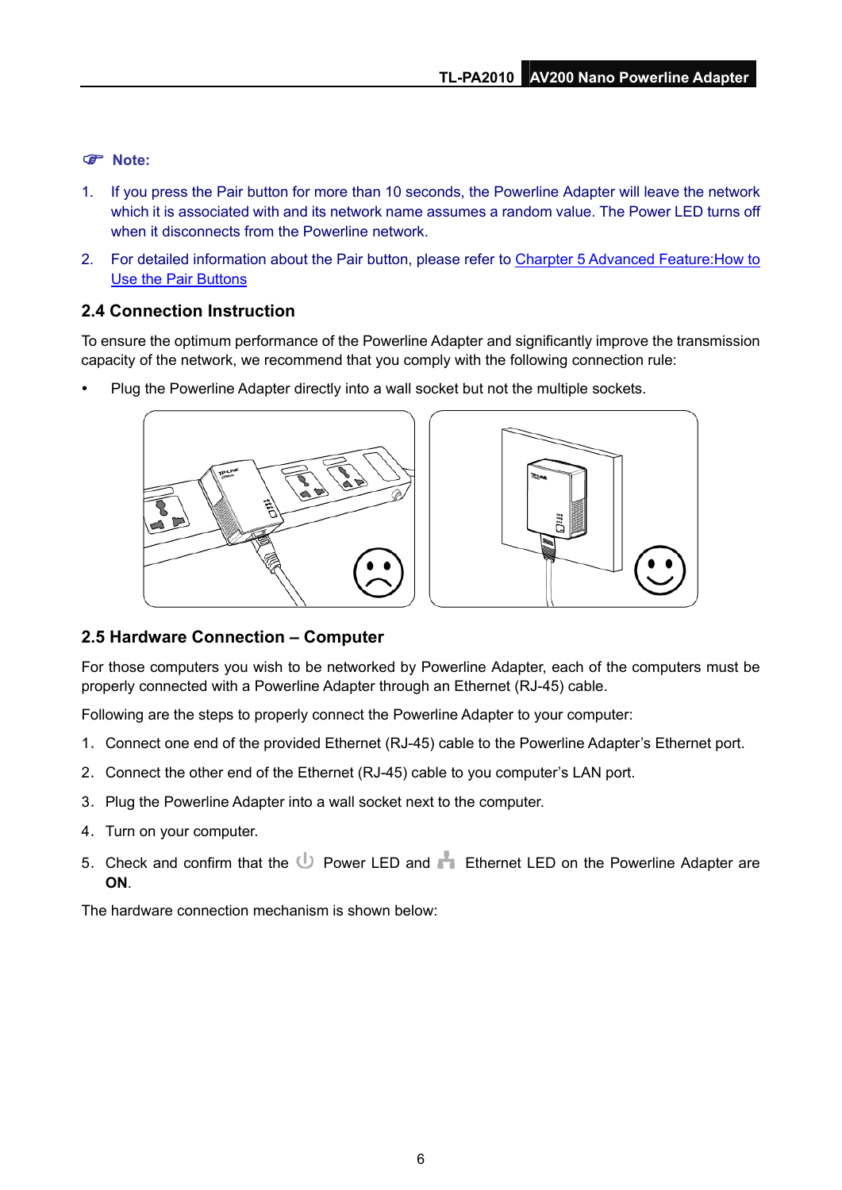**Note:**

1. If you press the Pair button for more than 10 seconds, the Powerline Adapter will leave the network which it is associated with and its network name assumes a random value. The Power LED turns off when it disconnects from the Powerline network.
2. For detailed information about the Pair button, please refer to Charpter 5 Advanced Feature:How to Use the Pair Buttons

## 2.4 Connection Instruction

To ensure the optimum performance of the Powerline Adapter and significantly improve the transmission capacity of the network, we recommend that you comply with the following connection rule:

- Plug the Powerline Adapter directly into a wall socket but not the multiple sockets.

## 2.5 Hardware Connection – Computer

For those computers you wish to be networked by Powerline Adapter, each of the computers must be properly connected with a Powerline Adapter through an Ethernet (RJ-45) cable.

Following are the steps to properly connect the Powerline Adapter to your computer:

1. Connect one end of the provided Ethernet (RJ-45) cable to the Powerline Adapter's Ethernet port.
2. Connect the other end of the Ethernet (RJ-45) cable to you computer's LAN port.
3. Plug the Powerline Adapter into a wall socket next to the computer.
4. Turn on your computer.
5. Check and confirm that the Power LED and Ethernet LED on the Powerline Adapter are **ON**.

The hardware connection mechanism is shown below: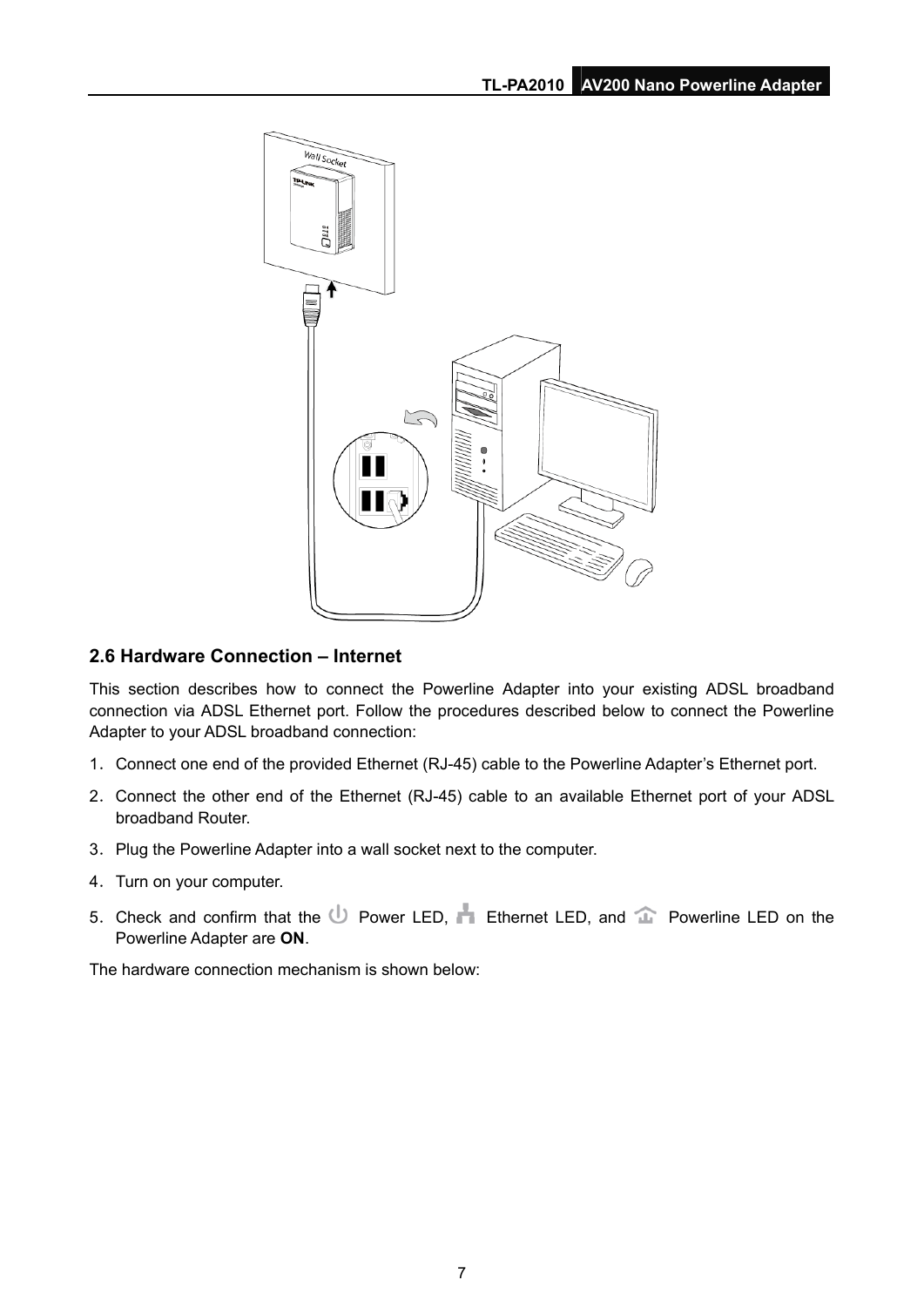## 2.6 Hardware Connection – Internet

This section describes how to connect the Powerline Adapter into your existing ADSL broadband connection via ADSL Ethernet port. Follow the procedures described below to connect the Powerline Adapter to your ADSL broadband connection:

1. Connect one end of the provided Ethernet (RJ-45) cable to the Powerline Adapter's Ethernet port.
2. Connect the other end of the Ethernet (RJ-45) cable to an available Ethernet port of your ADSL broadband Router.
3. Plug the Powerline Adapter into a wall socket next to the computer.
4. Turn on your computer.
5. Check and confirm that the Power LED, Ethernet LED, and Powerline LED on the Powerline Adapter are **ON**.

The hardware connection mechanism is shown below: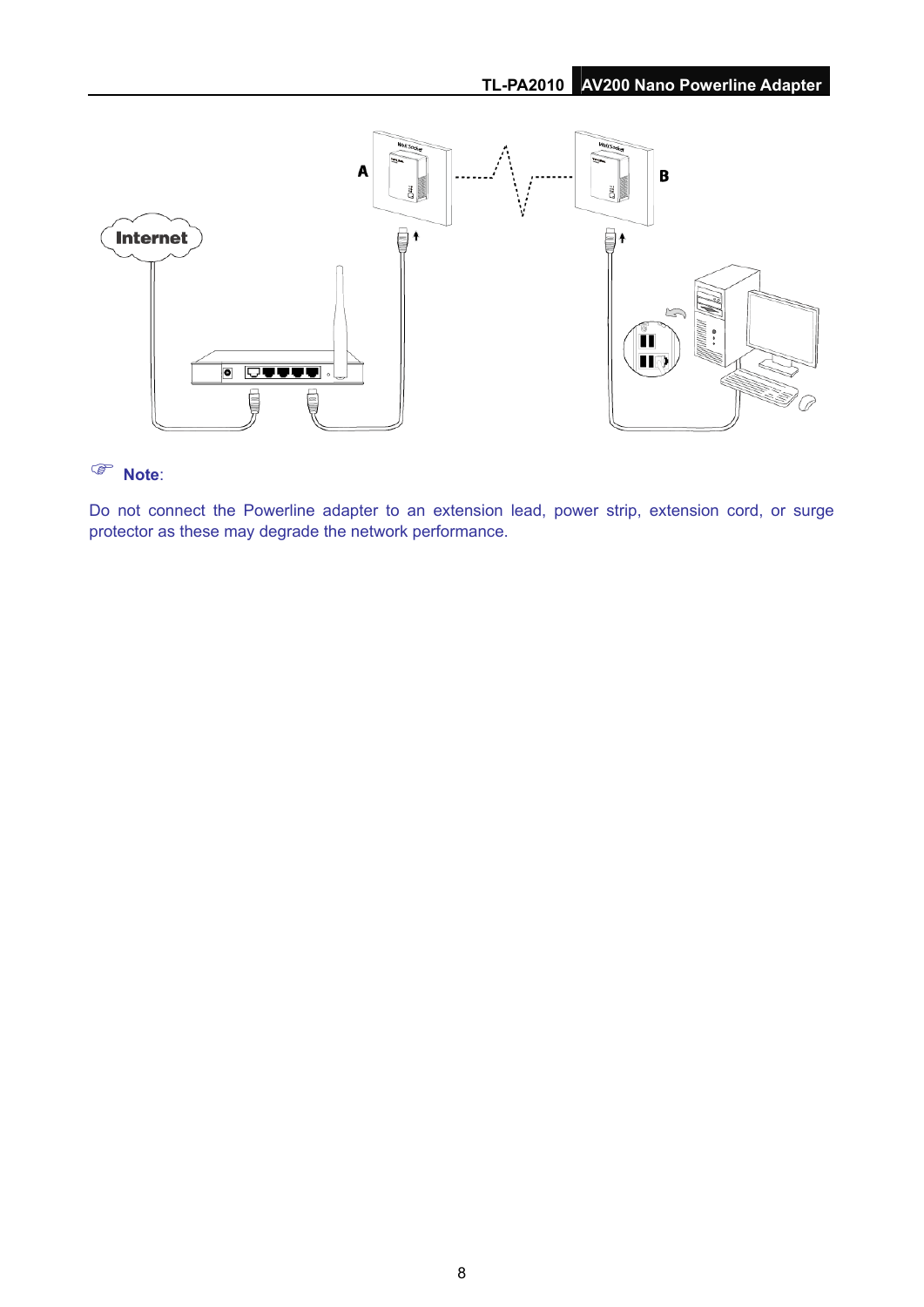☞ **Note**:

Do not connect the Powerline adapter to an extension lead, power strip, extension cord, or surge protector as these may degrade the network performance.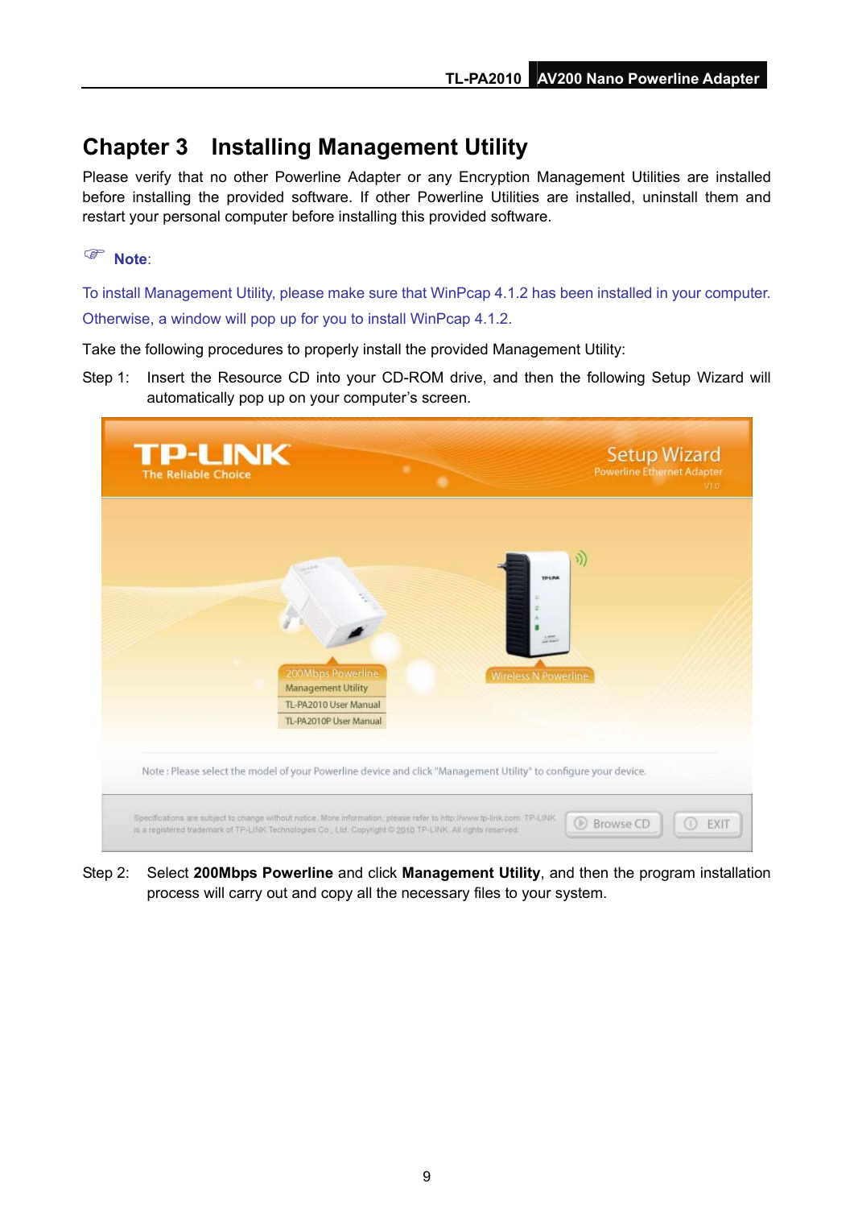# Chapter 3 Installing Management Utility

Please verify that no other Powerline Adapter or any Encryption Management Utilities are installed before installing the provided software. If other Powerline Utilities are installed, uninstall them and restart your personal computer before installing this provided software.

**Note**:

To install Management Utility, please make sure that WinPcap 4.1.2 has been installed in your computer. Otherwise, a window will pop up for you to install WinPcap 4.1.2.

Take the following procedures to properly install the provided Management Utility:

Step 1: Insert the Resource CD into your CD-ROM drive, and then the following Setup Wizard will automatically pop up on your computer's screen.

Step 2: Select **200Mbps Powerline** and click **Management Utility**, and then the program installation process will carry out and copy all the necessary files to your system.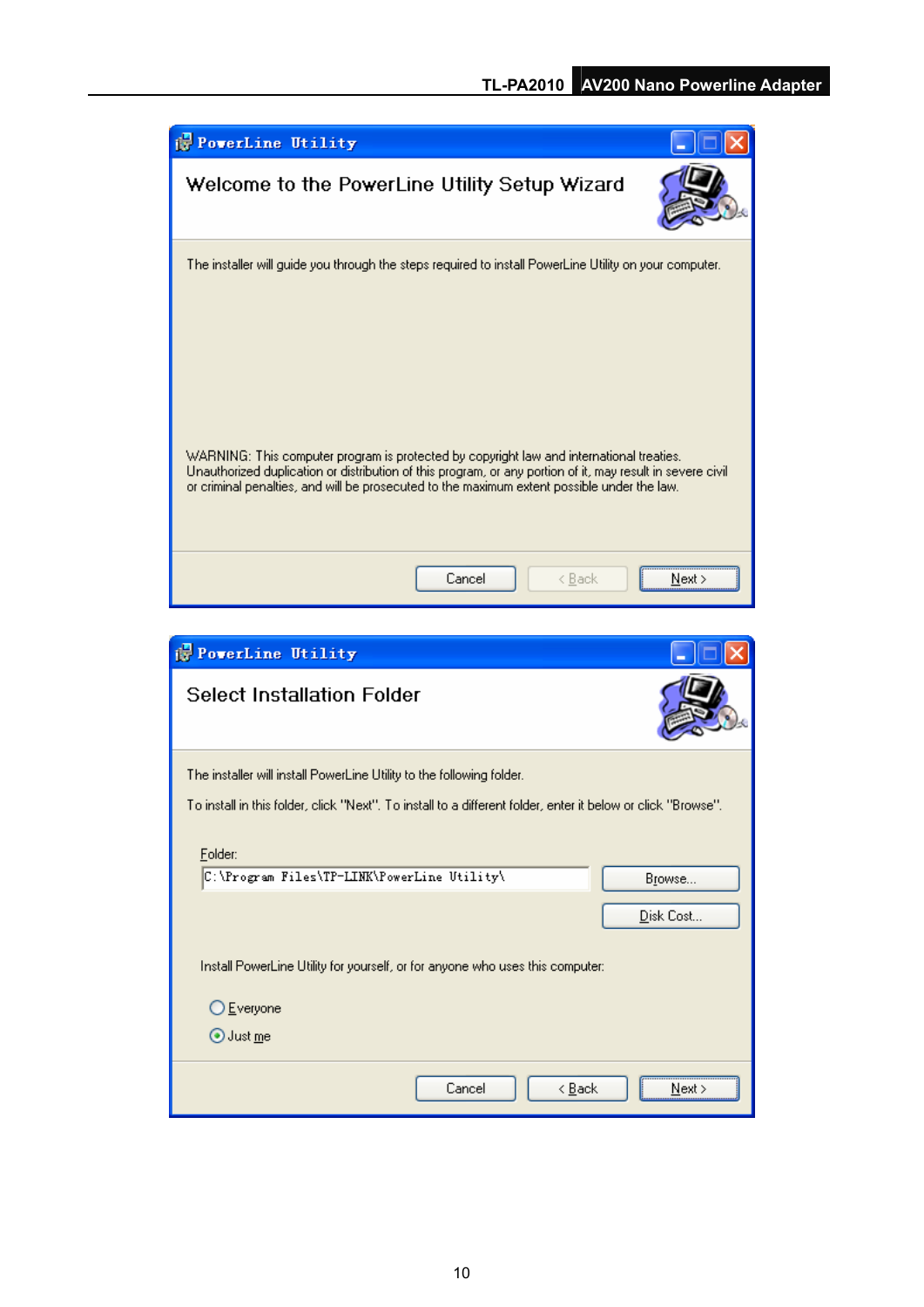**PowerLine Utility**

**Welcome to the PowerLine Utility Setup Wizard**

The installer will guide you through the steps required to install PowerLine Utility on your computer.

WARNING: This computer program is protected by copyright law and international treaties. Unauthorized duplication or distribution of this program, or any portion of it, may result in severe civil or criminal penalties, and will be prosecuted to the maximum extent possible under the law.

Cancel | < Back | Next >

**PowerLine Utility**

**Select Installation Folder**

The installer will install PowerLine Utility to the following folder.

To install in this folder, click "Next". To install to a different folder, enter it below or click "Browse".

Folder:

C:\Program Files\TP-LINK\PowerLine Utility\

Browse...

Disk Cost...

Install PowerLine Utility for yourself, or for anyone who uses this computer:

- Everyone
- Just me

Cancel | < Back | Next >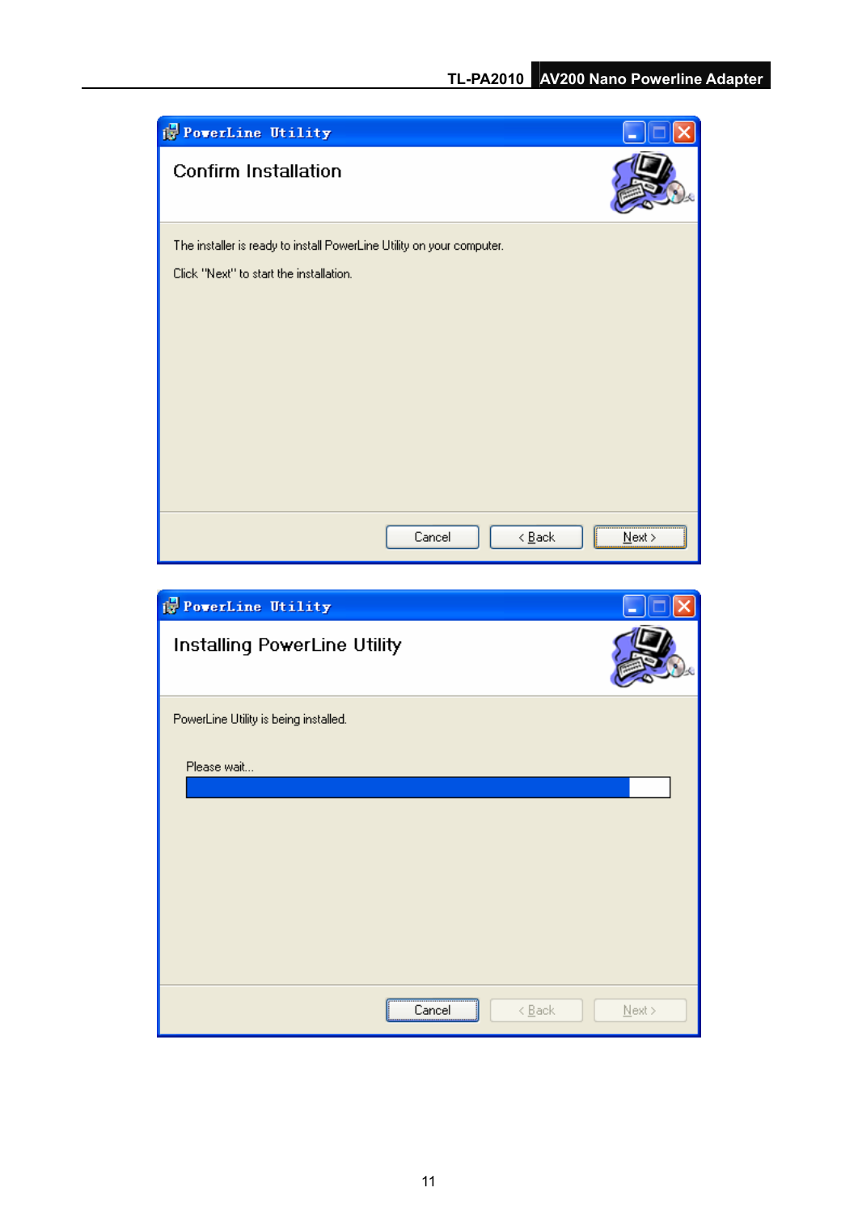PowerLine Utility

Confirm Installation

The installer is ready to install PowerLine Utility on your computer.

Click "Next" to start the installation.

Cancel | < Back | Next >

PowerLine Utility

Installing PowerLine Utility

PowerLine Utility is being installed.

Please wait...

Cancel | < Back | Next >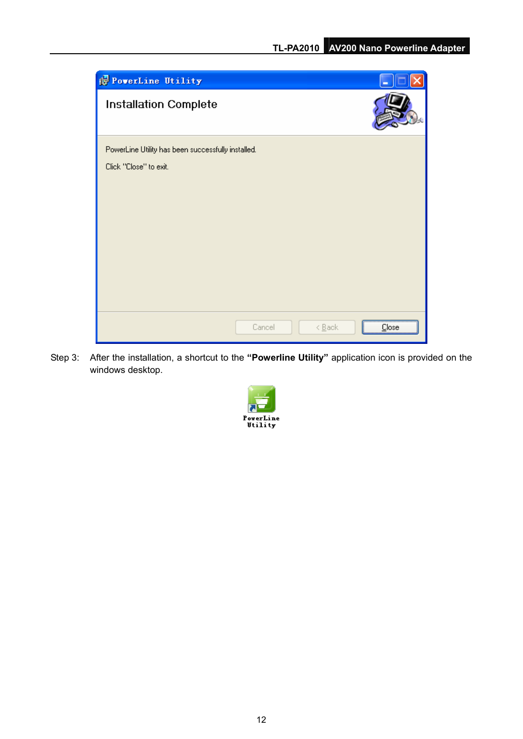Step 3: After the installation, a shortcut to the **"Powerline Utility"** application icon is provided on the windows desktop.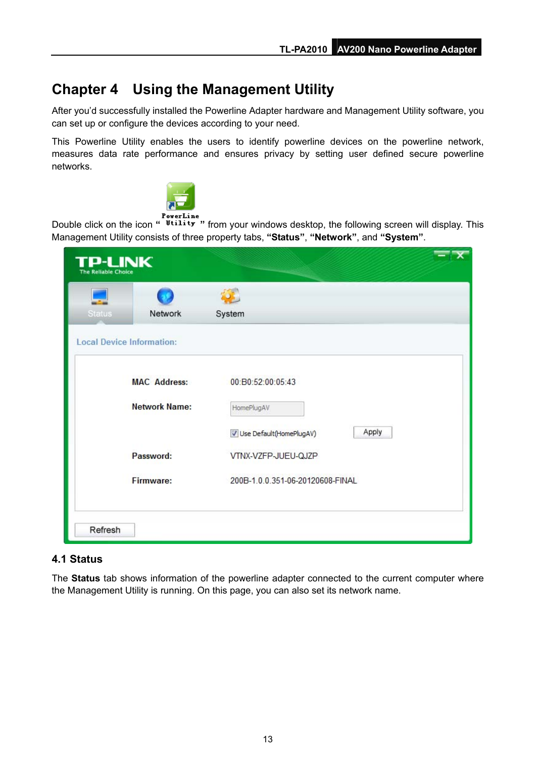# Chapter 4 Using the Management Utility

After you'd successfully installed the Powerline Adapter hardware and Management Utility software, you can set up or configure the devices according to your need.

This Powerline Utility enables the users to identify powerline devices on the powerline network, measures data rate performance and ensures privacy by setting user defined secure powerline networks.

Double click on the icon " PowerLine Utility " from your windows desktop, the following screen will display. This Management Utility consists of three property tabs, **"Status"**, **"Network"**, and **"System"**.

## 4.1 Status

The **Status** tab shows information of the powerline adapter connected to the current computer where the Management Utility is running. On this page, you can also set its network name.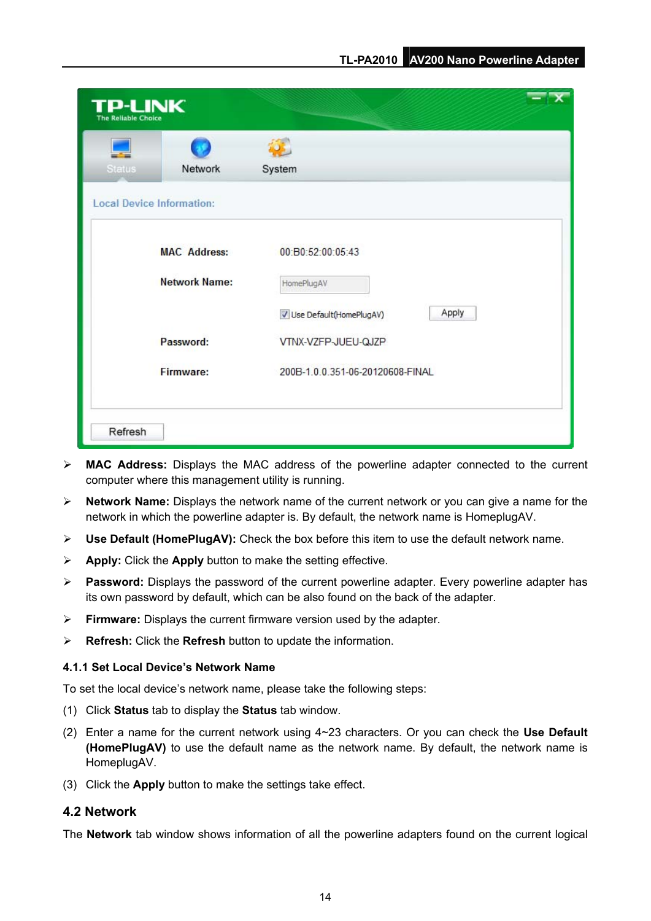- **MAC Address:** Displays the MAC address of the powerline adapter connected to the current computer where this management utility is running.
- **Network Name:** Displays the network name of the current network or you can give a name for the network in which the powerline adapter is. By default, the network name is HomeplugAV.
- **Use Default (HomePlugAV):** Check the box before this item to use the default network name.
- **Apply:** Click the **Apply** button to make the setting effective.
- **Password:** Displays the password of the current powerline adapter. Every powerline adapter has its own password by default, which can be also found on the back of the adapter.
- **Firmware:** Displays the current firmware version used by the adapter.
- **Refresh:** Click the **Refresh** button to update the information.

### 4.1.1 Set Local Device's Network Name

To set the local device's network name, please take the following steps:

(1) Click **Status** tab to display the **Status** tab window.

(2) Enter a name for the current network using 4~23 characters. Or you can check the **Use Default (HomePlugAV)** to use the default name as the network name. By default, the network name is HomeplugAV.

(3) Click the **Apply** button to make the settings take effect.

## 4.2 Network

The **Network** tab window shows information of all the powerline adapters found on the current logical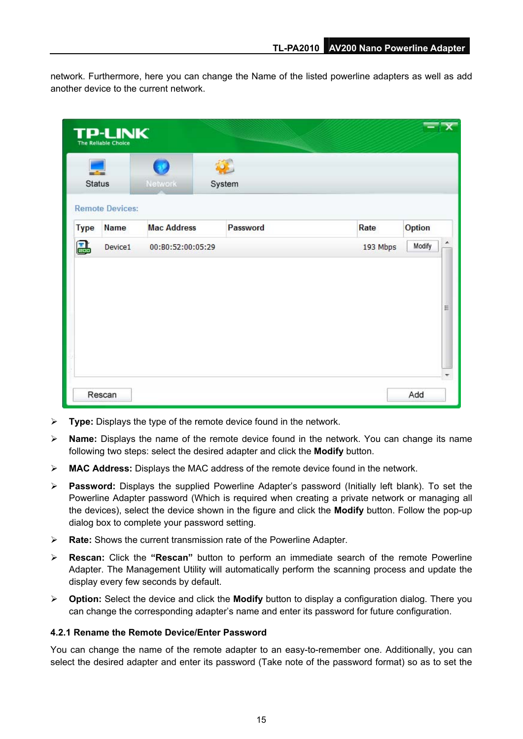network. Furthermore, here you can change the Name of the listed powerline adapters as well as add another device to the current network.

- **Type:** Displays the type of the remote device found in the network.
- **Name:** Displays the name of the remote device found in the network. You can change its name following two steps: select the desired adapter and click the **Modify** button.
- **MAC Address:** Displays the MAC address of the remote device found in the network.
- **Password:** Displays the supplied Powerline Adapter's password (Initially left blank). To set the Powerline Adapter password (Which is required when creating a private network or managing all the devices), select the device shown in the figure and click the **Modify** button. Follow the pop-up dialog box to complete your password setting.
- **Rate:** Shows the current transmission rate of the Powerline Adapter.
- **Rescan:** Click the **"Rescan"** button to perform an immediate search of the remote Powerline Adapter. The Management Utility will automatically perform the scanning process and update the display every few seconds by default.
- **Option:** Select the device and click the **Modify** button to display a configuration dialog. There you can change the corresponding adapter's name and enter its password for future configuration.

### 4.2.1 Rename the Remote Device/Enter Password

You can change the name of the remote adapter to an easy-to-remember one. Additionally, you can select the desired adapter and enter its password (Take note of the password format) so as to set the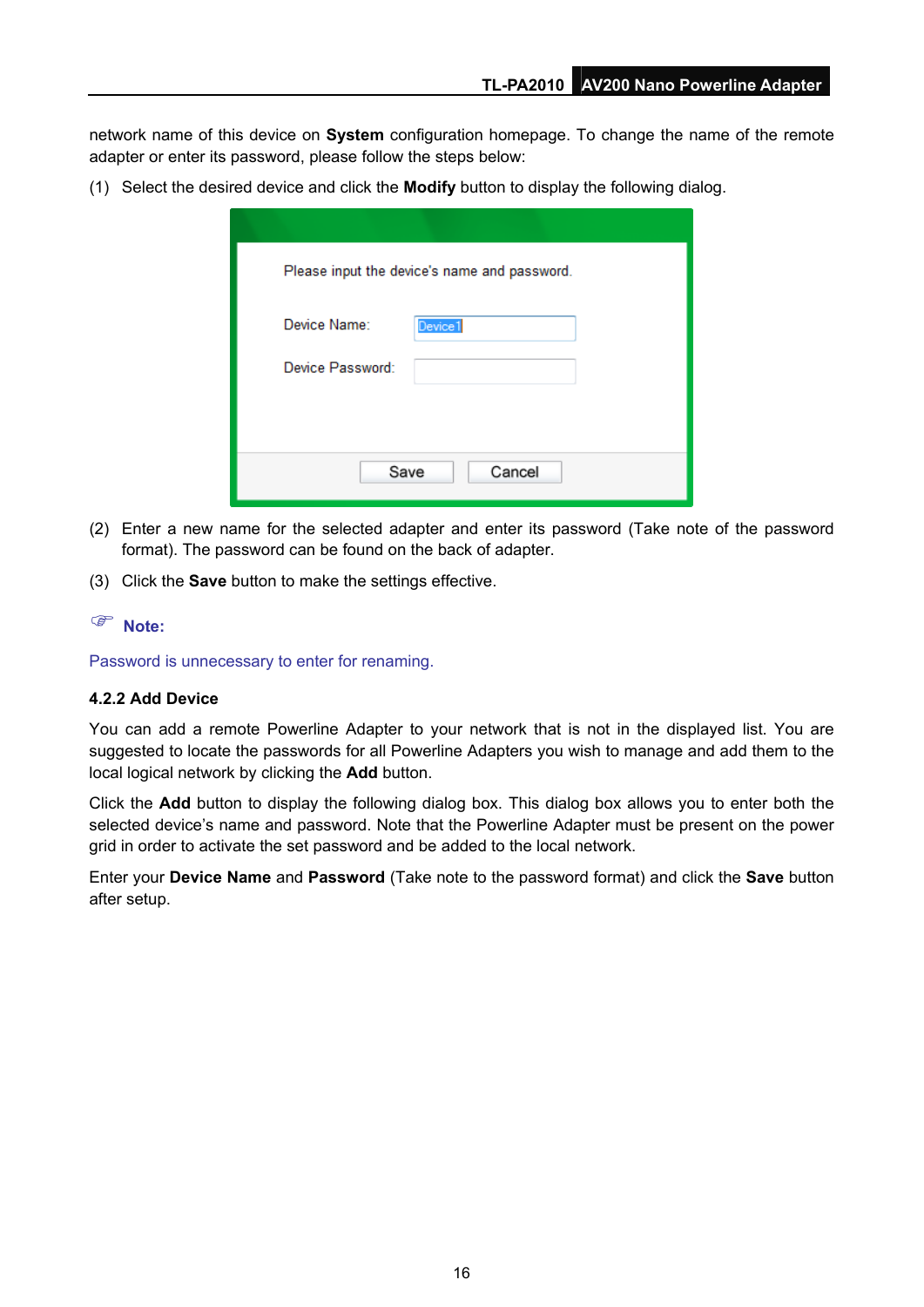network name of this device on **System** configuration homepage. To change the name of the remote adapter or enter its password, please follow the steps below:

(1) Select the desired device and click the **Modify** button to display the following dialog.

(2) Enter a new name for the selected adapter and enter its password (Take note of the password format). The password can be found on the back of adapter.

(3) Click the **Save** button to make the settings effective.

**Note:**

Password is unnecessary to enter for renaming.

### 4.2.2 Add Device

You can add a remote Powerline Adapter to your network that is not in the displayed list. You are suggested to locate the passwords for all Powerline Adapters you wish to manage and add them to the local logical network by clicking the **Add** button.

Click the **Add** button to display the following dialog box. This dialog box allows you to enter both the selected device's name and password. Note that the Powerline Adapter must be present on the power grid in order to activate the set password and be added to the local network.

Enter your **Device Name** and **Password** (Take note to the password format) and click the **Save** button after setup.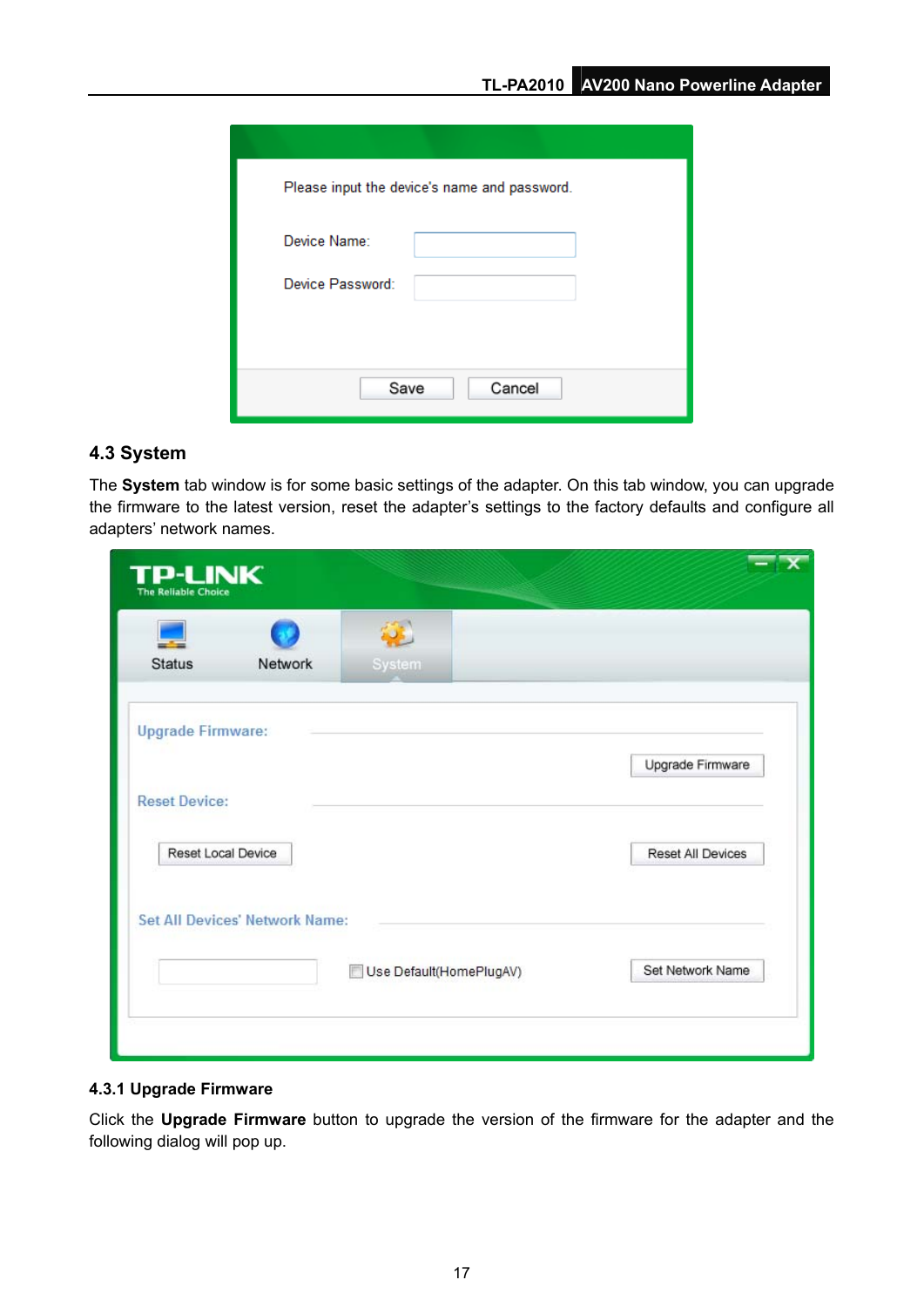## 4.3 System

The **System** tab window is for some basic settings of the adapter. On this tab window, you can upgrade the firmware to the latest version, reset the adapter's settings to the factory defaults and configure all adapters' network names.

### 4.3.1 Upgrade Firmware

Click the **Upgrade Firmware** button to upgrade the version of the firmware for the adapter and the following dialog will pop up.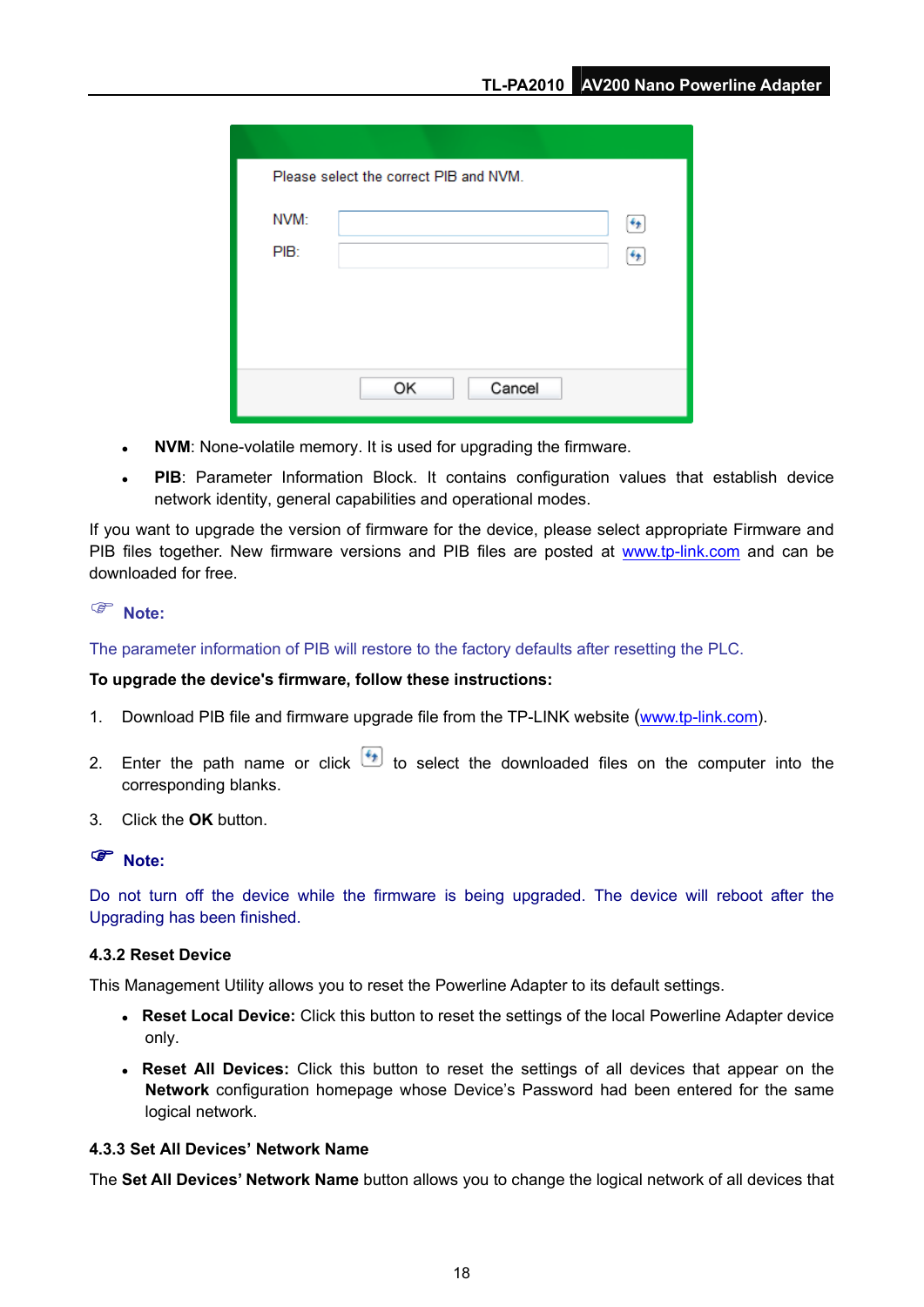- **NVM**: None-volatile memory. It is used for upgrading the firmware.
- **PIB**: Parameter Information Block. It contains configuration values that establish device network identity, general capabilities and operational modes.

If you want to upgrade the version of firmware for the device, please select appropriate Firmware and PIB files together. New firmware versions and PIB files are posted at www.tp-link.com and can be downloaded for free.

**Note:**

The parameter information of PIB will restore to the factory defaults after resetting the PLC.

**To upgrade the device's firmware, follow these instructions:**

1. Download PIB file and firmware upgrade file from the TP-LINK website (www.tp-link.com).
2. Enter the path name or click to select the downloaded files on the computer into the corresponding blanks.
3. Click the **OK** button.

**Note:**

Do not turn off the device while the firmware is being upgraded. The device will reboot after the Upgrading has been finished.

### 4.3.2 Reset Device

This Management Utility allows you to reset the Powerline Adapter to its default settings.

- **Reset Local Device:** Click this button to reset the settings of the local Powerline Adapter device only.
- **Reset All Devices:** Click this button to reset the settings of all devices that appear on the **Network** configuration homepage whose Device's Password had been entered for the same logical network.

### 4.3.3 Set All Devices' Network Name

The **Set All Devices' Network Name** button allows you to change the logical network of all devices that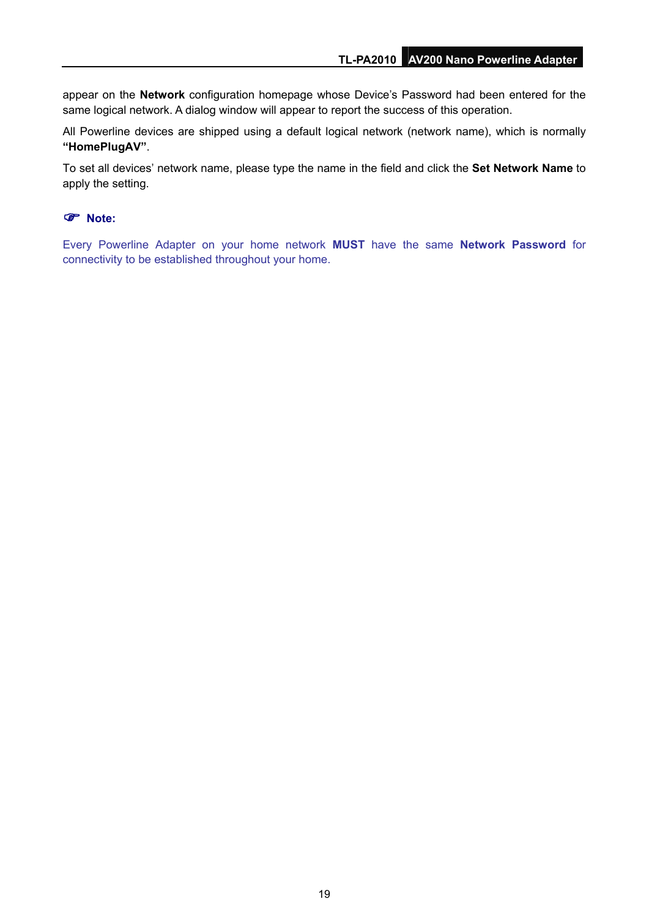appear on the **Network** configuration homepage whose Device's Password had been entered for the same logical network. A dialog window will appear to report the success of this operation.

All Powerline devices are shipped using a default logical network (network name), which is normally **"HomePlugAV"**.

To set all devices' network name, please type the name in the field and click the **Set Network Name** to apply the setting.

☞ **Note:**

Every Powerline Adapter on your home network **MUST** have the same **Network Password** for connectivity to be established throughout your home.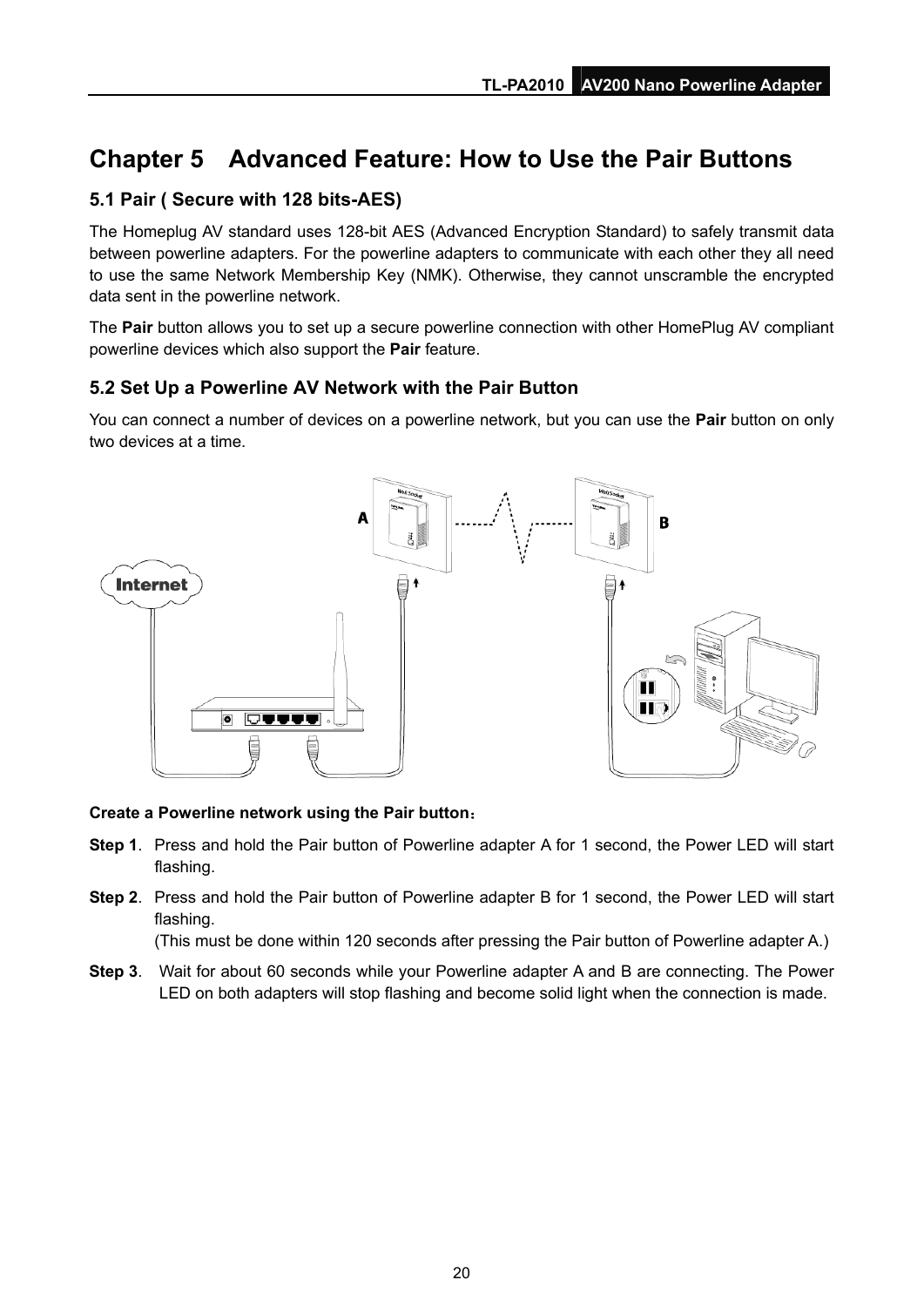# Chapter 5 Advanced Feature: How to Use the Pair Buttons

## 5.1 Pair ( Secure with 128 bits-AES)

The Homeplug AV standard uses 128-bit AES (Advanced Encryption Standard) to safely transmit data between powerline adapters. For the powerline adapters to communicate with each other they all need to use the same Network Membership Key (NMK). Otherwise, they cannot unscramble the encrypted data sent in the powerline network.

The **Pair** button allows you to set up a secure powerline connection with other HomePlug AV compliant powerline devices which also support the **Pair** feature.

## 5.2 Set Up a Powerline AV Network with the Pair Button

You can connect a number of devices on a powerline network, but you can use the **Pair** button on only two devices at a time.

**Create a Powerline network using the Pair button**：

**Step 1**. Press and hold the Pair button of Powerline adapter A for 1 second, the Power LED will start flashing.

**Step 2**. Press and hold the Pair button of Powerline adapter B for 1 second, the Power LED will start flashing.
(This must be done within 120 seconds after pressing the Pair button of Powerline adapter A.)

**Step 3**. Wait for about 60 seconds while your Powerline adapter A and B are connecting. The Power LED on both adapters will stop flashing and become solid light when the connection is made.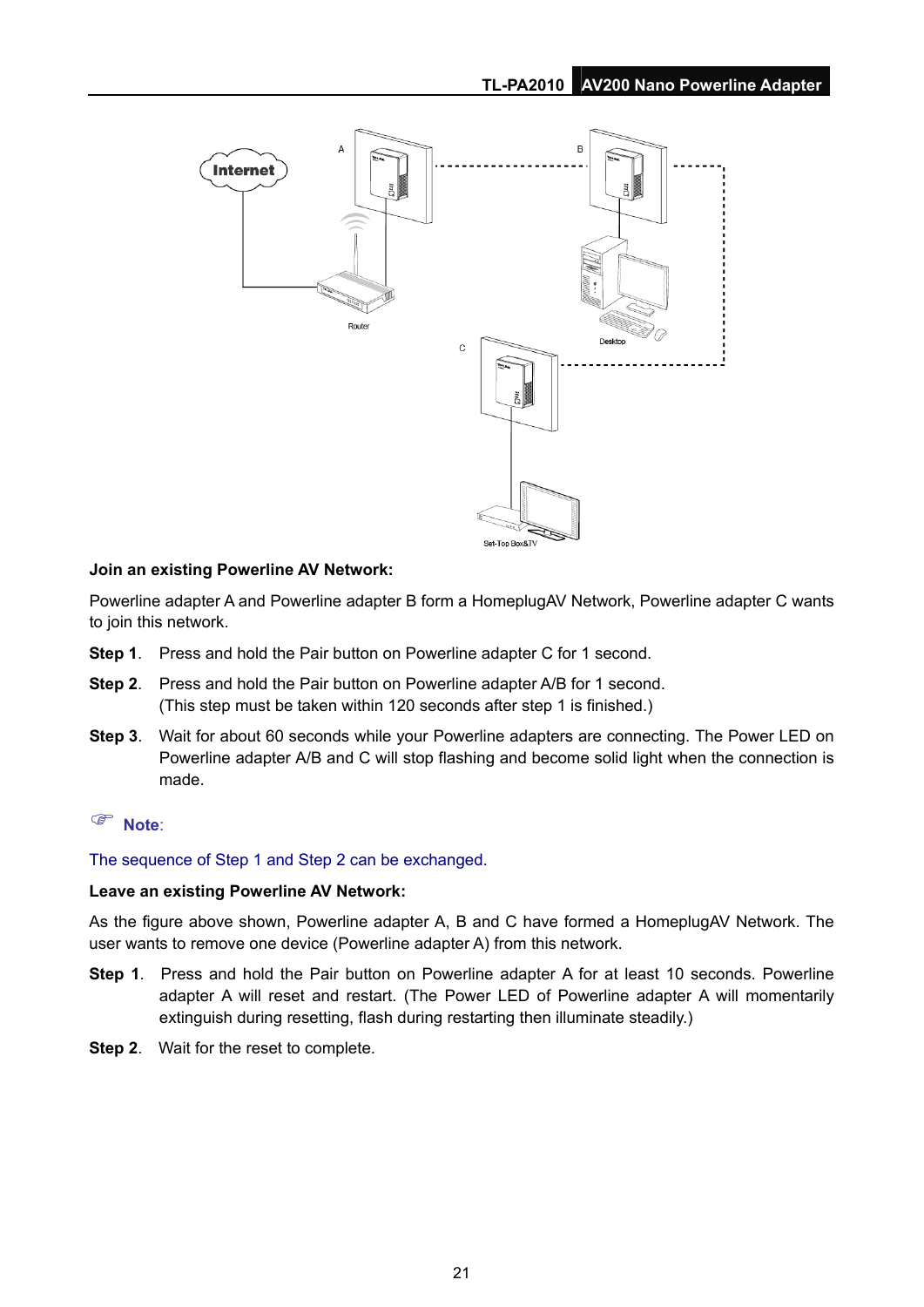**Join an existing Powerline AV Network:**

Powerline adapter A and Powerline adapter B form a HomeplugAV Network, Powerline adapter C wants to join this network.

**Step 1**. Press and hold the Pair button on Powerline adapter C for 1 second.

**Step 2**. Press and hold the Pair button on Powerline adapter A/B for 1 second.
(This step must be taken within 120 seconds after step 1 is finished.)

**Step 3**. Wait for about 60 seconds while your Powerline adapters are connecting. The Power LED on Powerline adapter A/B and C will stop flashing and become solid light when the connection is made.

☞ **Note**:

The sequence of Step 1 and Step 2 can be exchanged.

**Leave an existing Powerline AV Network:**

As the figure above shown, Powerline adapter A, B and C have formed a HomeplugAV Network. The user wants to remove one device (Powerline adapter A) from this network.

**Step 1**. Press and hold the Pair button on Powerline adapter A for at least 10 seconds. Powerline adapter A will reset and restart. (The Power LED of Powerline adapter A will momentarily extinguish during resetting, flash during restarting then illuminate steadily.)

**Step 2**. Wait for the reset to complete.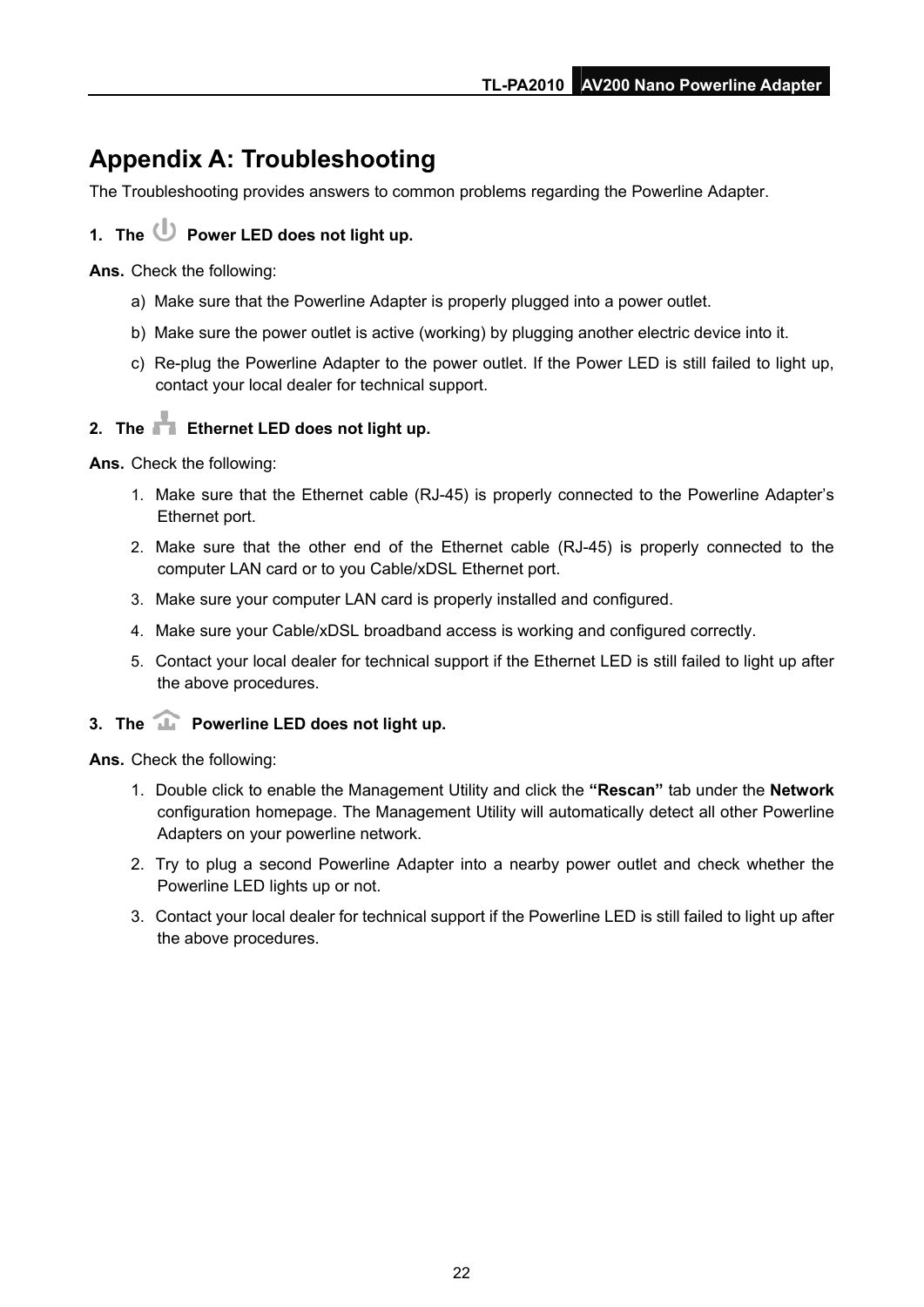# Appendix A: Troubleshooting

The Troubleshooting provides answers to common problems regarding the Powerline Adapter.

**1. The Power LED does not light up.**

**Ans.** Check the following:

a) Make sure that the Powerline Adapter is properly plugged into a power outlet.

b) Make sure the power outlet is active (working) by plugging another electric device into it.

c) Re-plug the Powerline Adapter to the power outlet. If the Power LED is still failed to light up, contact your local dealer for technical support.

**2. The Ethernet LED does not light up.**

**Ans.** Check the following:

1. Make sure that the Ethernet cable (RJ-45) is properly connected to the Powerline Adapter's Ethernet port.
2. Make sure that the other end of the Ethernet cable (RJ-45) is properly connected to the computer LAN card or to you Cable/xDSL Ethernet port.
3. Make sure your computer LAN card is properly installed and configured.
4. Make sure your Cable/xDSL broadband access is working and configured correctly.
5. Contact your local dealer for technical support if the Ethernet LED is still failed to light up after the above procedures.

**3. The Powerline LED does not light up.**

**Ans.** Check the following:

1. Double click to enable the Management Utility and click the **"Rescan"** tab under the **Network** configuration homepage. The Management Utility will automatically detect all other Powerline Adapters on your powerline network.
2. Try to plug a second Powerline Adapter into a nearby power outlet and check whether the Powerline LED lights up or not.
3. Contact your local dealer for technical support if the Powerline LED is still failed to light up after the above procedures.